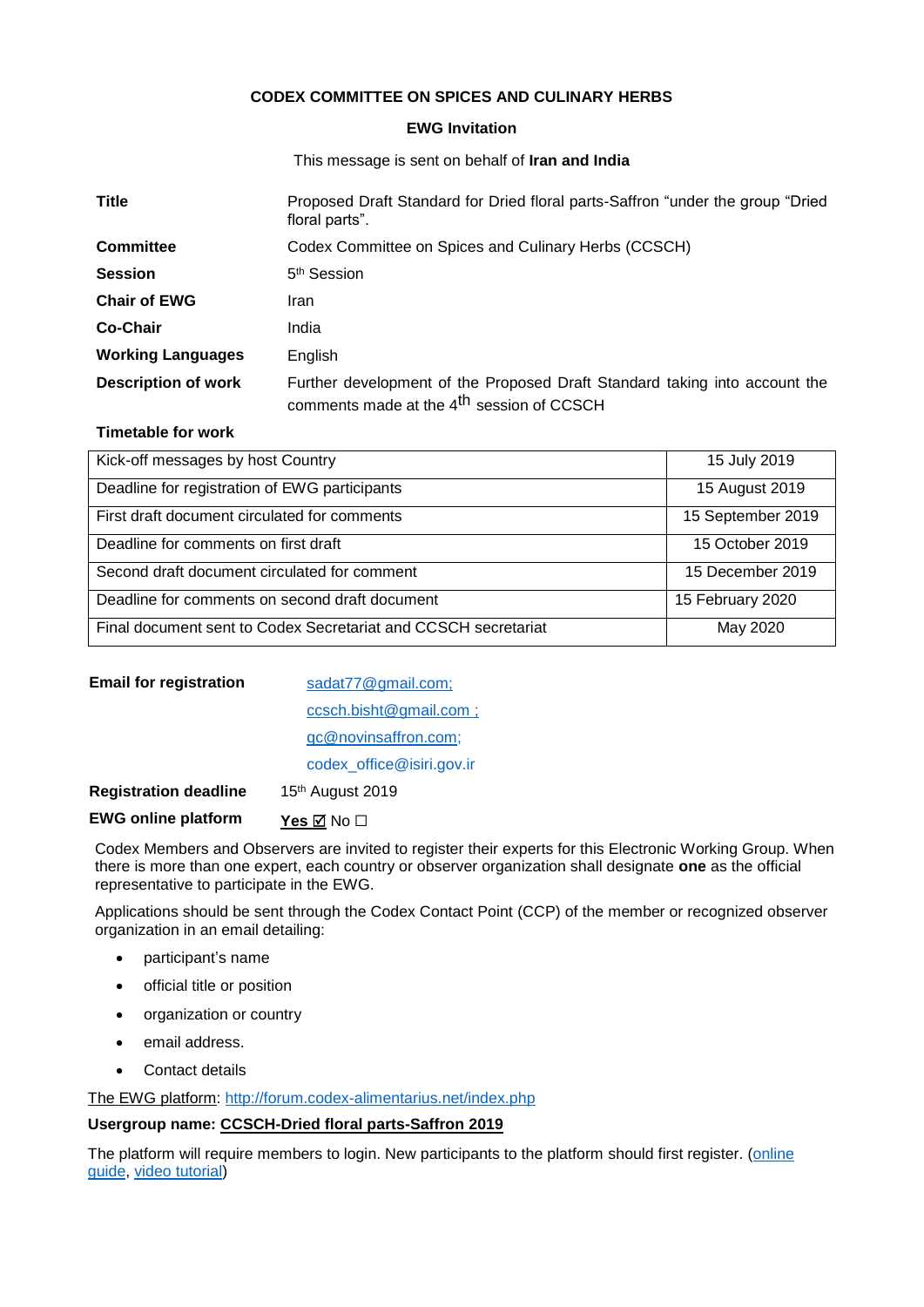**CODEX COMMITTEE ON SPICES AND CULINARY HERBS**

**EWG Invitation**

This message is sent on behalf of **Iran and India**

| | |
|---|---|
| **Title** | Proposed Draft Standard for Dried floral parts-Saffron "under the group "Dried floral parts". |
| **Committee** | Codex Committee on Spices and Culinary Herbs (CCSCH) |
| **Session** | 5th Session |
| **Chair of EWG** | Iran |
| **Co-Chair** | India |
| **Working Languages** | English |
| **Description of work** | Further development of the Proposed Draft Standard taking into account the comments made at the 4th session of CCSCH |

**Timetable for work**

| | |
|---|---|
| Kick-off messages by host Country | 15 July 2019 |
| Deadline for registration of EWG participants | 15 August 2019 |
| First draft document circulated for comments | 15 September 2019 |
| Deadline for comments on first draft | 15 October 2019 |
| Second draft document circulated for comment | 15 December 2019 |
| Deadline for comments on second draft document | 15 February 2020 |
| Final document sent to Codex Secretariat and CCSCH secretariat | May 2020 |

**Email for registration** sadat77@gmail.com;
ccsch.bisht@gmail.com ;
qc@novinsaffron.com;
codex_office@isiri.gov.ir

**Registration deadline** 15th August 2019

**EWG online platform** **Yes ☑** No ☐

Codex Members and Observers are invited to register their experts for this Electronic Working Group. When there is more than one expert, each country or observer organization shall designate **one** as the official representative to participate in the EWG.

Applications should be sent through the Codex Contact Point (CCP) of the member or recognized observer organization in an email detailing:

- participant's name
- official title or position
- organization or country
- email address.
- Contact details

The EWG platform: http://forum.codex-alimentarius.net/index.php

**Usergroup name: CCSCH-Dried floral parts-Saffron 2019**

The platform will require members to login. New participants to the platform should first register. (online guide, video tutorial)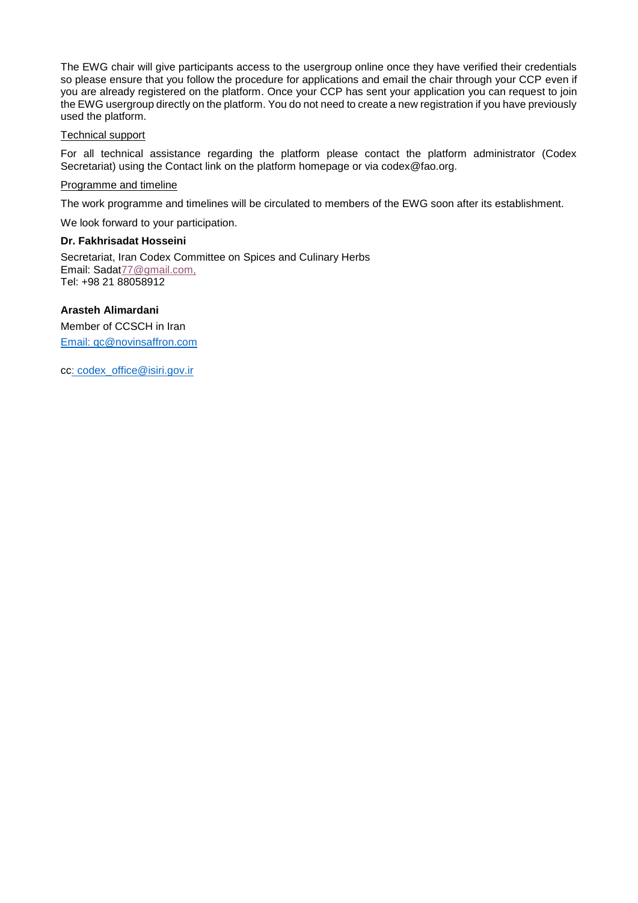The EWG chair will give participants access to the usergroup online once they have verified their credentials so please ensure that you follow the procedure for applications and email the chair through your CCP even if you are already registered on the platform. Once your CCP has sent your application you can request to join the EWG usergroup directly on the platform. You do not need to create a new registration if you have previously used the platform.

Technical support

For all technical assistance regarding the platform please contact the platform administrator (Codex Secretariat) using the Contact link on the platform homepage or via codex@fao.org.

Programme and timeline

The work programme and timelines will be circulated to members of the EWG soon after its establishment.

We look forward to your participation.

**Dr. Fakhrisadat Hosseini**

Secretariat, Iran Codex Committee on Spices and Culinary Herbs
Email: Sadat77@gmail.com,
Tel: +98 21 88058912

**Arasteh Alimardani**

Member of CCSCH in Iran
Email: qc@novinsaffron.com

cc: codex_office@isiri.gov.ir